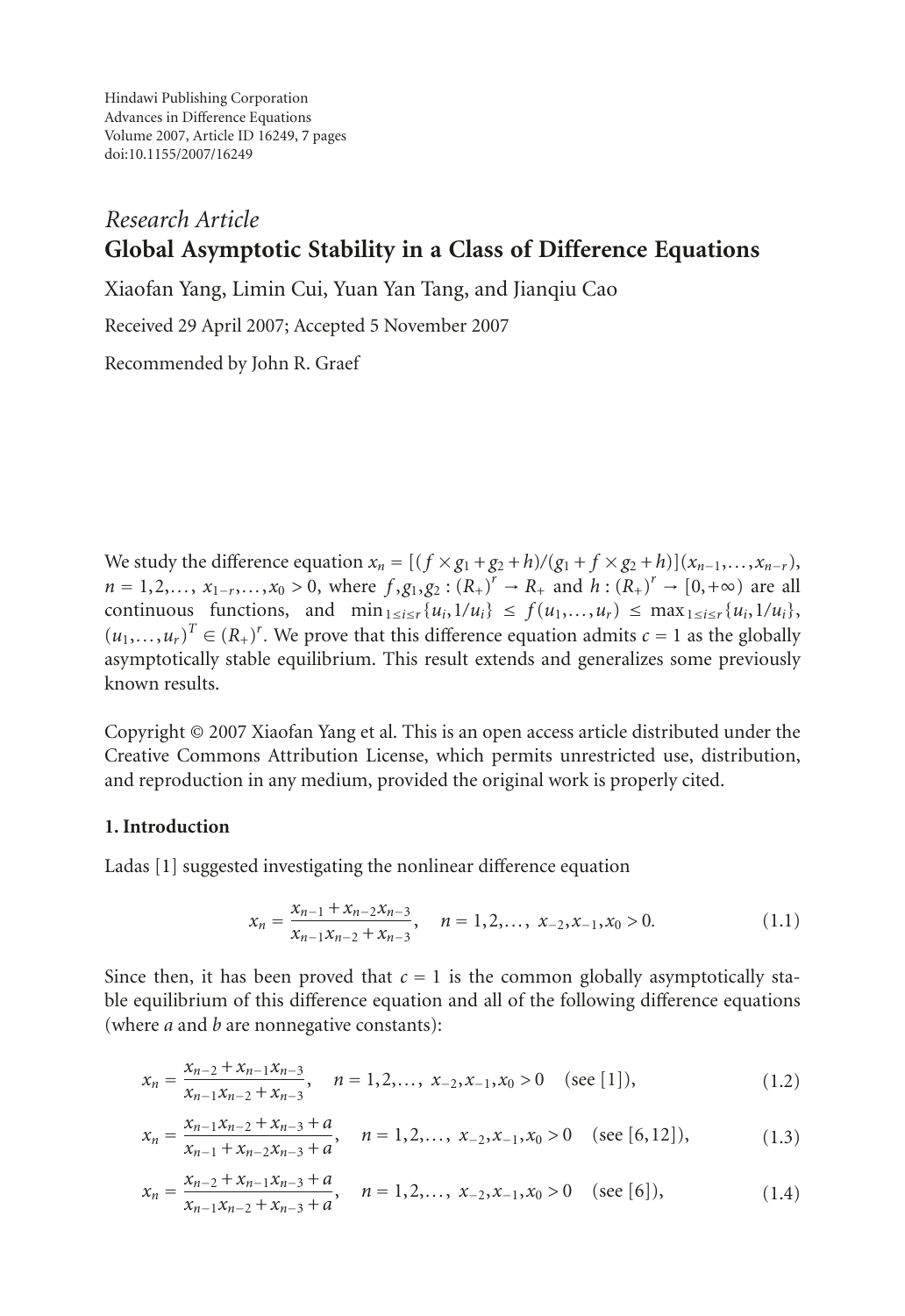Hindawi Publishing Corporation
Advances in Difference Equations
Volume 2007, Article ID 16249, 7 pages
doi:10.1155/2007/16249

*Research Article*

# Global Asymptotic Stability in a Class of Difference Equations

Xiaofan Yang, Limin Cui, Yuan Yan Tang, and Jianqiu Cao

Received 29 April 2007; Accepted 5 November 2007

Recommended by John R. Graef

We study the difference equation $x_n = [(f \times g_1 + g_2 + h)/(g_1 + f \times g_2 + h)](x_{n-1},\dots,x_{n-r})$, $n = 1,2,\dots$, $x_{1-r},\dots,x_0 > 0$, where $f, g_1, g_2 : (R_+)^r \to R_+$ and $h : (R_+)^r \to [0,+\infty)$ are all continuous functions, and $\min_{1\le i\le r}\{u_i, 1/u_i\} \le f(u_1,\dots,u_r) \le \max_{1\le i\le r}\{u_i, 1/u_i\}$, $(u_1,\dots,u_r)^T \in (R_+)^r$. We prove that this difference equation admits $c = 1$ as the globally asymptotically stable equilibrium. This result extends and generalizes some previously known results.

Copyright © 2007 Xiaofan Yang et al. This is an open access article distributed under the Creative Commons Attribution License, which permits unrestricted use, distribution, and reproduction in any medium, provided the original work is properly cited.

## 1. Introduction

Ladas [1] suggested investigating the nonlinear difference equation

$$x_n = \frac{x_{n-1} + x_{n-2}x_{n-3}}{x_{n-1}x_{n-2} + x_{n-3}}, \quad n = 1,2,\dots,\ x_{-2},x_{-1},x_0 > 0. \tag{1.1}$$

Since then, it has been proved that $c = 1$ is the common globally asymptotically stable equilibrium of this difference equation and all of the following difference equations (where $a$ and $b$ are nonnegative constants):

$$x_n = \frac{x_{n-2} + x_{n-1}x_{n-3}}{x_{n-1}x_{n-2} + x_{n-3}}, \quad n = 1,2,\dots,\ x_{-2},x_{-1},x_0 > 0 \quad \text{(see [1])}, \tag{1.2}$$

$$x_n = \frac{x_{n-1}x_{n-2} + x_{n-3} + a}{x_{n-1} + x_{n-2}x_{n-3} + a}, \quad n = 1,2,\dots,\ x_{-2},x_{-1},x_0 > 0 \quad \text{(see [6,12])}, \tag{1.3}$$

$$x_n = \frac{x_{n-2} + x_{n-1}x_{n-3} + a}{x_{n-1}x_{n-2} + x_{n-3} + a}, \quad n = 1,2,\dots,\ x_{-2},x_{-1},x_0 > 0 \quad \text{(see [6])}, \tag{1.4}$$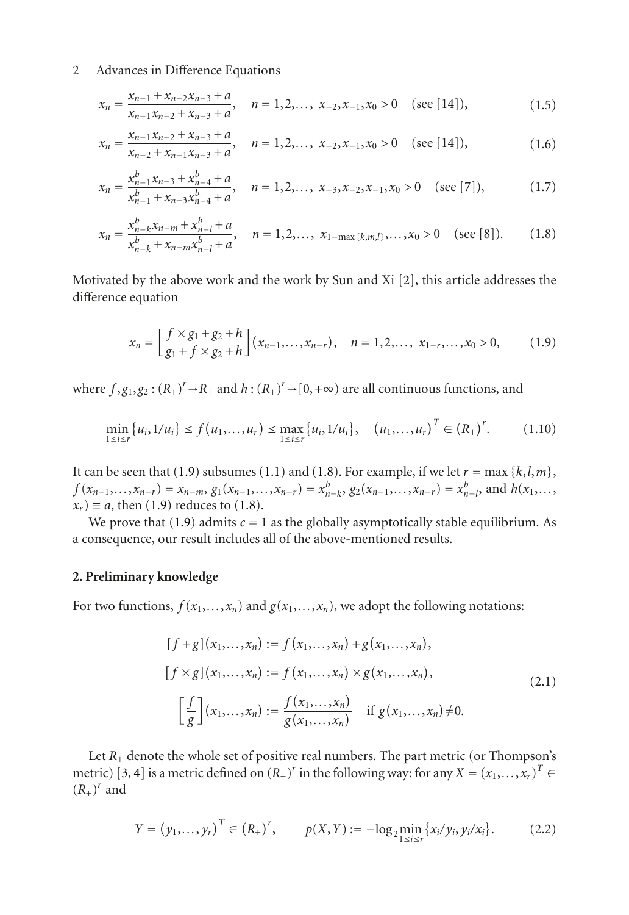$$x_n = \frac{x_{n-1} + x_{n-2}x_{n-3} + a}{x_{n-1}x_{n-2} + x_{n-3} + a}, \quad n = 1,2,\ldots, \; x_{-2}, x_{-1}, x_0 > 0 \quad (\text{see [14]}), \tag{1.5}$$

$$x_n = \frac{x_{n-1}x_{n-2} + x_{n-3} + a}{x_{n-2} + x_{n-1}x_{n-3} + a}, \quad n = 1,2,\ldots, \; x_{-2}, x_{-1}, x_0 > 0 \quad (\text{see [14]}), \tag{1.6}$$

$$x_n = \frac{x_{n-1}^b x_{n-3} + x_{n-4}^b + a}{x_{n-1}^b + x_{n-3}x_{n-4}^b + a}, \quad n = 1,2,\ldots, \; x_{-3}, x_{-2}, x_{-1}, x_0 > 0 \quad (\text{see [7]}), \tag{1.7}$$

$$x_n = \frac{x_{n-k}^b x_{n-m} + x_{n-l}^b + a}{x_{n-k}^b + x_{n-m}x_{n-l}^b + a}, \quad n = 1,2,\ldots, \; x_{1-\max\{k,m,l\}}, \ldots, x_0 > 0 \quad (\text{see [8]}). \tag{1.8}$$

Motivated by the above work and the work by Sun and Xi [2], this article addresses the difference equation

$$x_n = \left[\frac{f \times g_1 + g_2 + h}{g_1 + f \times g_2 + h}\right](x_{n-1}, \ldots, x_{n-r}), \quad n = 1,2,\ldots, \; x_{1-r}, \ldots, x_0 > 0, \tag{1.9}$$

where $f, g_1, g_2 : (R_+)^r \to R_+$ and $h : (R_+)^r \to [0, +\infty)$ are all continuous functions, and

$$\min_{1 \le i \le r}\{u_i, 1/u_i\} \le f(u_1, \ldots, u_r) \le \max_{1 \le i \le r}\{u_i, 1/u_i\}, \quad (u_1, \ldots, u_r)^T \in (R_+)^r. \tag{1.10}$$

It can be seen that (1.9) subsumes (1.1) and (1.8). For example, if we let $r = \max\{k, l, m\}$, $f(x_{n-1}, \ldots, x_{n-r}) = x_{n-m}$, $g_1(x_{n-1}, \ldots, x_{n-r}) = x_{n-k}^b$, $g_2(x_{n-1}, \ldots, x_{n-r}) = x_{n-l}^b$, and $h(x_1, \ldots, x_r) \equiv a$, then (1.9) reduces to (1.8).

We prove that (1.9) admits $c = 1$ as the globally asymptotically stable equilibrium. As a consequence, our result includes all of the above-mentioned results.

## 2. Preliminary knowledge

For two functions, $f(x_1, \ldots, x_n)$ and $g(x_1, \ldots, x_n)$, we adopt the following notations:

$$\begin{gathered}
[f + g](x_1, \ldots, x_n) := f(x_1, \ldots, x_n) + g(x_1, \ldots, x_n), \\
[f \times g](x_1, \ldots, x_n) := f(x_1, \ldots, x_n) \times g(x_1, \ldots, x_n), \\
\left[\frac{f}{g}\right](x_1, \ldots, x_n) := \frac{f(x_1, \ldots, x_n)}{g(x_1, \ldots, x_n)} \quad \text{if } g(x_1, \ldots, x_n) \ne 0.
\end{gathered} \tag{2.1}$$

Let $R_+$ denote the whole set of positive real numbers. The part metric (or Thompson's metric) [3, 4] is a metric defined on $(R_+)^r$ in the following way: for any $X = (x_1, \ldots, x_r)^T \in (R_+)^r$ and

$$Y = (y_1, \ldots, y_r)^T \in (R_+)^r, \qquad p(X, Y) := -\log_2 \min_{1 \le i \le r}\{x_i/y_i, y_i/x_i\}. \tag{2.2}$$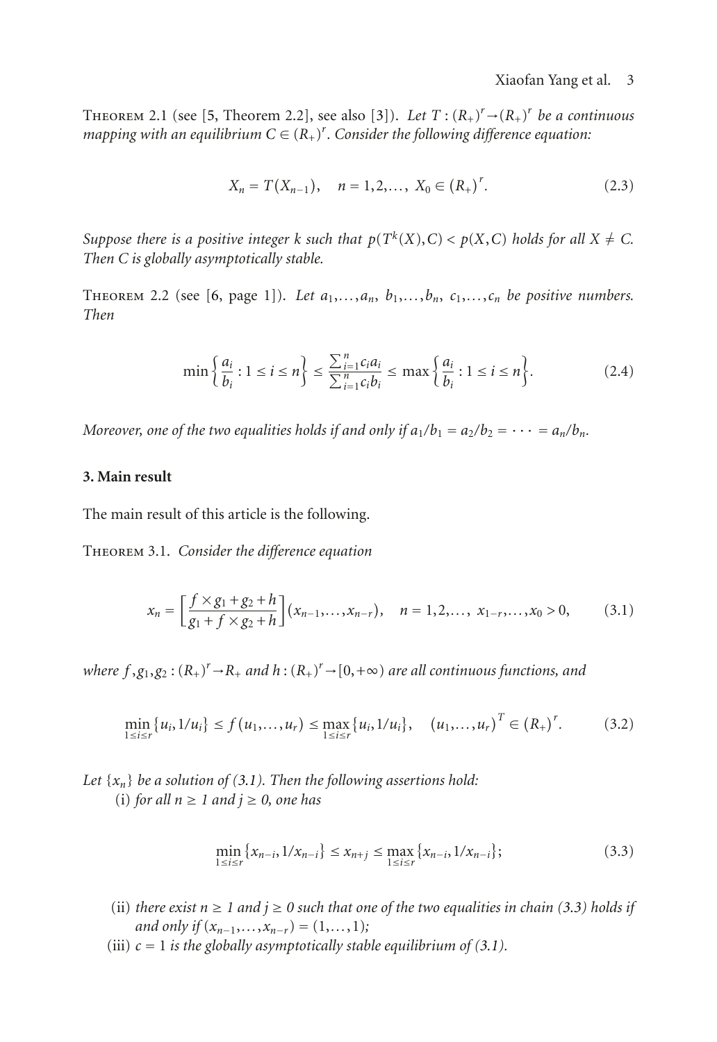Theorem 2.1 (see [5, Theorem 2.2], see also [3]). *Let $T : (R_+)^r \to (R_+)^r$ be a continuous mapping with an equilibrium $C \in (R_+)^r$. Consider the following difference equation:*

$$X_n = T(X_{n-1}), \quad n = 1,2,\dots, \; X_0 \in (R_+)^r. \tag{2.3}$$

*Suppose there is a positive integer $k$ such that $p(T^k(X),C) < p(X,C)$ holds for all $X \neq C$. Then $C$ is globally asymptotically stable.*

Theorem 2.2 (see [6, page 1]). *Let $a_1,\dots,a_n$, $b_1,\dots,b_n$, $c_1,\dots,c_n$ be positive numbers. Then*

$$\min\left\{\frac{a_i}{b_i} : 1 \leq i \leq n\right\} \leq \frac{\sum_{i=1}^{n} c_i a_i}{\sum_{i=1}^{n} c_i b_i} \leq \max\left\{\frac{a_i}{b_i} : 1 \leq i \leq n\right\}. \tag{2.4}$$

*Moreover, one of the two equalities holds if and only if $a_1/b_1 = a_2/b_2 = \cdots = a_n/b_n$.*

## 3. Main result

The main result of this article is the following.

Theorem 3.1. *Consider the difference equation*

$$x_n = \left[\frac{f \times g_1 + g_2 + h}{g_1 + f \times g_2 + h}\right](x_{n-1},\dots,x_{n-r}), \quad n = 1,2,\dots, \; x_{1-r},\dots,x_0 > 0, \tag{3.1}$$

*where $f, g_1, g_2 : (R_+)^r \to R_+$ and $h : (R_+)^r \to [0,+\infty)$ are all continuous functions, and*

$$\min_{1\leq i\leq r}\{u_i, 1/u_i\} \leq f(u_1,\dots,u_r) \leq \max_{1\leq i\leq r}\{u_i, 1/u_i\}, \quad (u_1,\dots,u_r)^T \in (R_+)^r. \tag{3.2}$$

*Let $\{x_n\}$ be a solution of (3.1). Then the following assertions hold:*

(i) *for all $n \geq 1$ and $j \geq 0$, one has*

$$\min_{1\leq i\leq r}\{x_{n-i}, 1/x_{n-i}\} \leq x_{n+j} \leq \max_{1\leq i\leq r}\{x_{n-i}, 1/x_{n-i}\}; \tag{3.3}$$

(ii) *there exist $n \geq 1$ and $j \geq 0$ such that one of the two equalities in chain (3.3) holds if and only if $(x_{n-1},\dots,x_{n-r}) = (1,\dots,1)$;*

(iii) *$c = 1$ is the globally asymptotically stable equilibrium of (3.1).*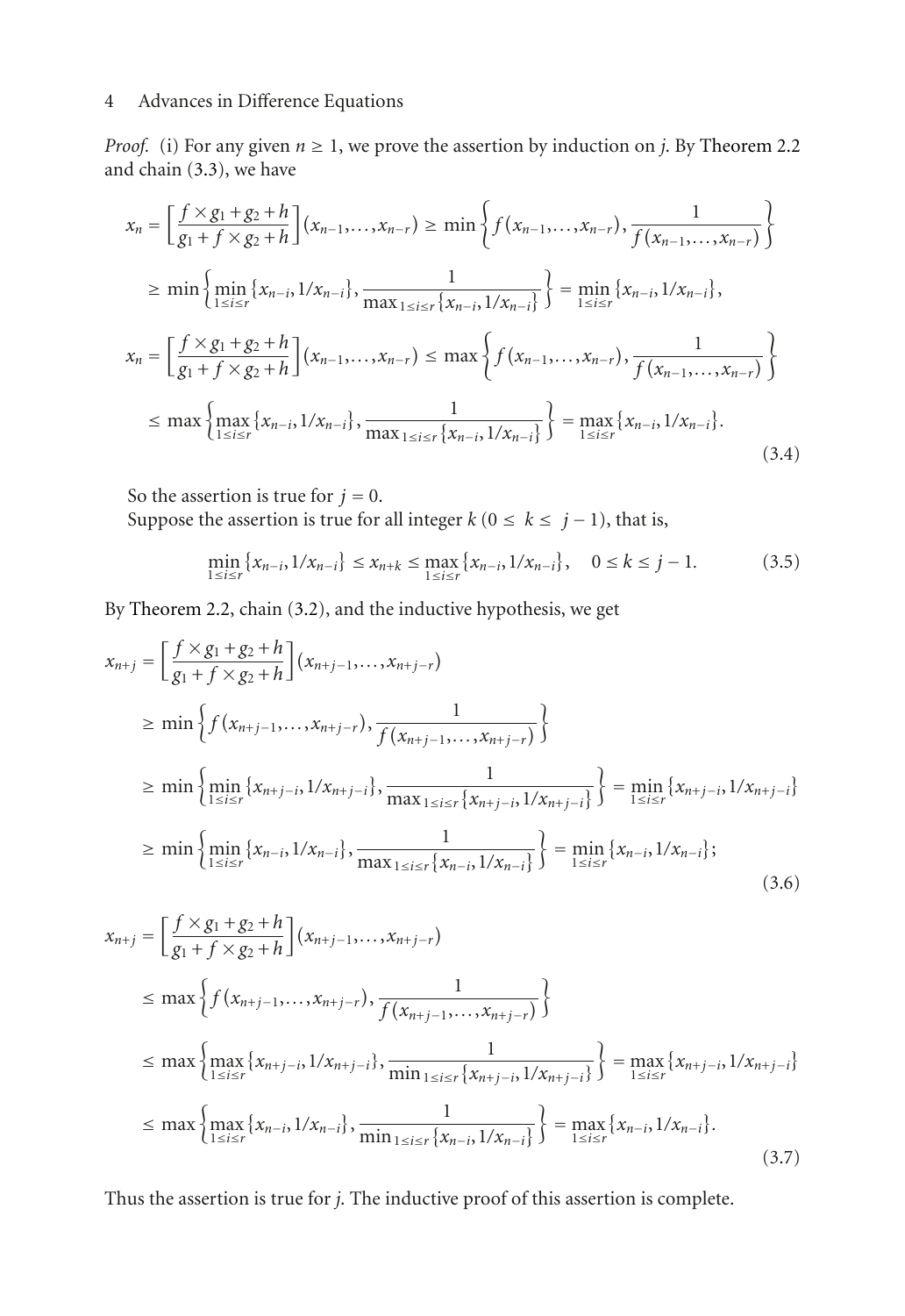*Proof.* (i) For any given $n \geq 1$, we prove the assertion by induction on $j$. By Theorem 2.2 and chain (3.3), we have

$$\begin{aligned}
x_n &= \left[\frac{f \times g_1 + g_2 + h}{g_1 + f \times g_2 + h}\right](x_{n-1}, \ldots, x_{n-r}) \geq \min\left\{f(x_{n-1}, \ldots, x_{n-r}), \frac{1}{f(x_{n-1}, \ldots, x_{n-r})}\right\} \\
&\geq \min\left\{\min_{1 \leq i \leq r}\{x_{n-i}, 1/x_{n-i}\}, \frac{1}{\max_{1 \leq i \leq r}\{x_{n-i}, 1/x_{n-i}\}}\right\} = \min_{1 \leq i \leq r}\{x_{n-i}, 1/x_{n-i}\}, \\
x_n &= \left[\frac{f \times g_1 + g_2 + h}{g_1 + f \times g_2 + h}\right](x_{n-1}, \ldots, x_{n-r}) \leq \max\left\{f(x_{n-1}, \ldots, x_{n-r}), \frac{1}{f(x_{n-1}, \ldots, x_{n-r})}\right\} \\
&\leq \max\left\{\max_{1 \leq i \leq r}\{x_{n-i}, 1/x_{n-i}\}, \frac{1}{\max_{1 \leq i \leq r}\{x_{n-i}, 1/x_{n-i}\}}\right\} = \max_{1 \leq i \leq r}\{x_{n-i}, 1/x_{n-i}\}.
\end{aligned} \tag{3.4}$$

So the assertion is true for $j = 0$.

Suppose the assertion is true for all integer $k$ $(0 \leq k \leq j-1)$, that is,

$$\min_{1 \leq i \leq r}\{x_{n-i}, 1/x_{n-i}\} \leq x_{n+k} \leq \max_{1 \leq i \leq r}\{x_{n-i}, 1/x_{n-i}\}, \quad 0 \leq k \leq j-1. \tag{3.5}$$

By Theorem 2.2, chain (3.2), and the inductive hypothesis, we get

$$\begin{aligned}
x_{n+j} &= \left[\frac{f \times g_1 + g_2 + h}{g_1 + f \times g_2 + h}\right](x_{n+j-1}, \ldots, x_{n+j-r}) \\
&\geq \min\left\{f(x_{n+j-1}, \ldots, x_{n+j-r}), \frac{1}{f(x_{n+j-1}, \ldots, x_{n+j-r})}\right\} \\
&\geq \min\left\{\min_{1 \leq i \leq r}\{x_{n+j-i}, 1/x_{n+j-i}\}, \frac{1}{\max_{1 \leq i \leq r}\{x_{n+j-i}, 1/x_{n+j-i}\}}\right\} = \min_{1 \leq i \leq r}\{x_{n+j-i}, 1/x_{n+j-i}\} \\
&\geq \min\left\{\min_{1 \leq i \leq r}\{x_{n-i}, 1/x_{n-i}\}, \frac{1}{\max_{1 \leq i \leq r}\{x_{n-i}, 1/x_{n-i}\}}\right\} = \min_{1 \leq i \leq r}\{x_{n-i}, 1/x_{n-i}\};
\end{aligned} \tag{3.6}$$

$$\begin{aligned}
x_{n+j} &= \left[\frac{f \times g_1 + g_2 + h}{g_1 + f \times g_2 + h}\right](x_{n+j-1}, \ldots, x_{n+j-r}) \\
&\leq \max\left\{f(x_{n+j-1}, \ldots, x_{n+j-r}), \frac{1}{f(x_{n+j-1}, \ldots, x_{n+j-r})}\right\} \\
&\leq \max\left\{\max_{1 \leq i \leq r}\{x_{n+j-i}, 1/x_{n+j-i}\}, \frac{1}{\min_{1 \leq i \leq r}\{x_{n+j-i}, 1/x_{n+j-i}\}}\right\} = \max_{1 \leq i \leq r}\{x_{n+j-i}, 1/x_{n+j-i}\} \\
&\leq \max\left\{\max_{1 \leq i \leq r}\{x_{n-i}, 1/x_{n-i}\}, \frac{1}{\min_{1 \leq i \leq r}\{x_{n-i}, 1/x_{n-i}\}}\right\} = \max_{1 \leq i \leq r}\{x_{n-i}, 1/x_{n-i}\}.
\end{aligned} \tag{3.7}$$

Thus the assertion is true for $j$. The inductive proof of this assertion is complete.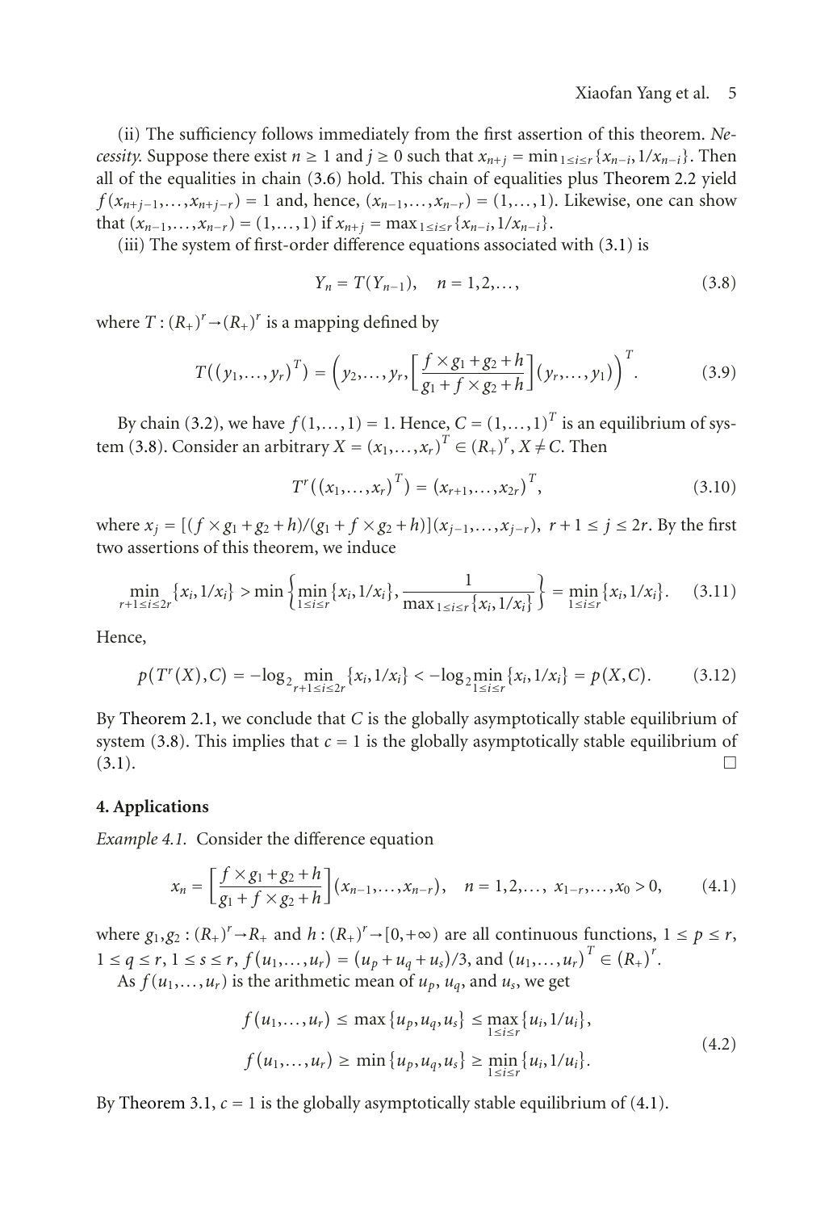(ii) The sufficiency follows immediately from the first assertion of this theorem. *Necessity.* Suppose there exist $n \geq 1$ and $j \geq 0$ such that $x_{n+j} = \min_{1\leq i\leq r}\{x_{n-i}, 1/x_{n-i}\}$. Then all of the equalities in chain (3.6) hold. This chain of equalities plus Theorem 2.2 yield $f(x_{n+j-1},\ldots,x_{n+j-r}) = 1$ and, hence, $(x_{n-1},\ldots,x_{n-r}) = (1,\ldots,1)$. Likewise, one can show that $(x_{n-1},\ldots,x_{n-r}) = (1,\ldots,1)$ if $x_{n+j} = \max_{1\leq i\leq r}\{x_{n-i}, 1/x_{n-i}\}$.

(iii) The system of first-order difference equations associated with (3.1) is

$$Y_n = T(Y_{n-1}), \quad n = 1,2,\ldots, \tag{3.8}$$

where $T : (R_+)^r \to (R_+)^r$ is a mapping defined by

$$T\left((y_1,\ldots,y_r)^T\right) = \left(y_2,\ldots,y_r,\left[\frac{f\times g_1 + g_2 + h}{g_1 + f\times g_2 + h}\right](y_r,\ldots,y_1)\right)^T. \tag{3.9}$$

By chain (3.2), we have $f(1,\ldots,1) = 1$. Hence, $C = (1,\ldots,1)^T$ is an equilibrium of system (3.8). Consider an arbitrary $X = (x_1,\ldots,x_r)^T \in (R_+)^r$, $X \neq C$. Then

$$T^r\left((x_1,\ldots,x_r)^T\right) = (x_{r+1},\ldots,x_{2r})^T, \tag{3.10}$$

where $x_j = [(f\times g_1 + g_2 + h)/(g_1 + f\times g_2 + h)](x_{j-1},\ldots,x_{j-r})$, $r+1 \leq j \leq 2r$. By the first two assertions of this theorem, we induce

$$\min_{r+1\leq i\leq 2r}\{x_i, 1/x_i\} > \min\left\{\min_{1\leq i\leq r}\{x_i, 1/x_i\}, \frac{1}{\max_{1\leq i\leq r}\{x_i, 1/x_i\}}\right\} = \min_{1\leq i\leq r}\{x_i, 1/x_i\}. \tag{3.11}$$

Hence,

$$p\left(T^r(X), C\right) = -\log_2 \min_{r+1\leq i\leq 2r}\{x_i, 1/x_i\} < -\log_2 \min_{1\leq i\leq r}\{x_i, 1/x_i\} = p(X, C). \tag{3.12}$$

By Theorem 2.1, we conclude that $C$ is the globally asymptotically stable equilibrium of system (3.8). This implies that $c = 1$ is the globally asymptotically stable equilibrium of (3.1). □

## 4. Applications

*Example 4.1.* Consider the difference equation

$$x_n = \left[\frac{f\times g_1 + g_2 + h}{g_1 + f\times g_2 + h}\right](x_{n-1},\ldots,x_{n-r}), \quad n = 1,2,\ldots,\ x_{1-r},\ldots,x_0 > 0, \tag{4.1}$$

where $g_1, g_2 : (R_+)^r \to R_+$ and $h : (R_+)^r \to [0,+\infty)$ are all continuous functions, $1 \leq p \leq r$, $1 \leq q \leq r$, $1 \leq s \leq r$, $f(u_1,\ldots,u_r) = (u_p + u_q + u_s)/3$, and $(u_1,\ldots,u_r)^T \in (R_+)^r$.

As $f(u_1,\ldots,u_r)$ is the arithmetic mean of $u_p$, $u_q$, and $u_s$, we get

$$\begin{aligned} f(u_1,\ldots,u_r) &\leq \max\{u_p, u_q, u_s\} \leq \max_{1\leq i\leq r}\{u_i, 1/u_i\}, \\ f(u_1,\ldots,u_r) &\geq \min\{u_p, u_q, u_s\} \geq \min_{1\leq i\leq r}\{u_i, 1/u_i\}. \end{aligned} \tag{4.2}$$

By Theorem 3.1, $c = 1$ is the globally asymptotically stable equilibrium of (4.1).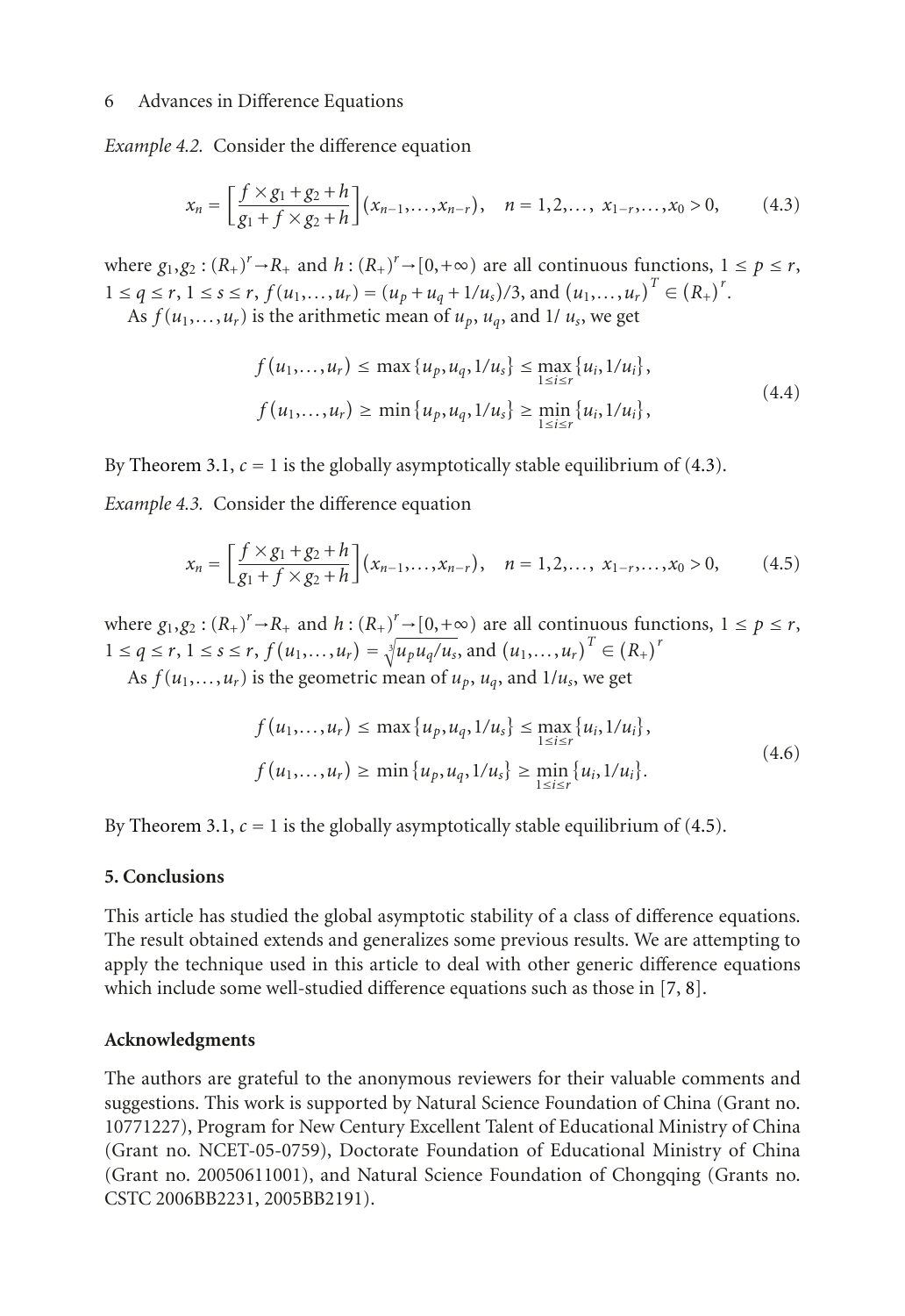*Example 4.2.* Consider the difference equation

$$x_n = \left[\frac{f \times g_1 + g_2 + h}{g_1 + f \times g_2 + h}\right](x_{n-1},\dots,x_{n-r}), \quad n = 1,2,\dots,\ x_{1-r},\dots,x_0 > 0, \tag{4.3}$$

where $g_1, g_2 : (R_+)^r \to R_+$ and $h : (R_+)^r \to [0,+\infty)$ are all continuous functions, $1 \le p \le r$, $1 \le q \le r$, $1 \le s \le r$, $f(u_1,\dots,u_r) = (u_p + u_q + 1/u_s)/3$, and $(u_1,\dots,u_r)^T \in (R_+)^r$.

As $f(u_1,\dots,u_r)$ is the arithmetic mean of $u_p$, $u_q$, and $1/u_s$, we get

$$\begin{aligned}
f(u_1,\dots,u_r) &\le \max\{u_p, u_q, 1/u_s\} \le \max_{1\le i\le r}\{u_i, 1/u_i\},\\
f(u_1,\dots,u_r) &\ge \min\{u_p, u_q, 1/u_s\} \ge \min_{1\le i\le r}\{u_i, 1/u_i\},
\end{aligned} \tag{4.4}$$

By Theorem 3.1, $c = 1$ is the globally asymptotically stable equilibrium of (4.3).

*Example 4.3.* Consider the difference equation

$$x_n = \left[\frac{f \times g_1 + g_2 + h}{g_1 + f \times g_2 + h}\right](x_{n-1},\dots,x_{n-r}), \quad n = 1,2,\dots,\ x_{1-r},\dots,x_0 > 0, \tag{4.5}$$

where $g_1, g_2 : (R_+)^r \to R_+$ and $h : (R_+)^r \to [0,+\infty)$ are all continuous functions, $1 \le p \le r$, $1 \le q \le r$, $1 \le s \le r$, $f(u_1,\dots,u_r) = \sqrt[3]{u_p u_q / u_s}$, and $(u_1,\dots,u_r)^T \in (R_+)^r$

As $f(u_1,\dots,u_r)$ is the geometric mean of $u_p$, $u_q$, and $1/u_s$, we get

$$\begin{aligned}
f(u_1,\dots,u_r) &\le \max\{u_p, u_q, 1/u_s\} \le \max_{1\le i\le r}\{u_i, 1/u_i\},\\
f(u_1,\dots,u_r) &\ge \min\{u_p, u_q, 1/u_s\} \ge \min_{1\le i\le r}\{u_i, 1/u_i\}.
\end{aligned} \tag{4.6}$$

By Theorem 3.1, $c = 1$ is the globally asymptotically stable equilibrium of (4.5).

## 5. Conclusions

This article has studied the global asymptotic stability of a class of difference equations. The result obtained extends and generalizes some previous results. We are attempting to apply the technique used in this article to deal with other generic difference equations which include some well-studied difference equations such as those in [7, 8].

## Acknowledgments

The authors are grateful to the anonymous reviewers for their valuable comments and suggestions. This work is supported by Natural Science Foundation of China (Grant no. 10771227), Program for New Century Excellent Talent of Educational Ministry of China (Grant no. NCET-05-0759), Doctorate Foundation of Educational Ministry of China (Grant no. 20050611001), and Natural Science Foundation of Chongqing (Grants no. CSTC 2006BB2231, 2005BB2191).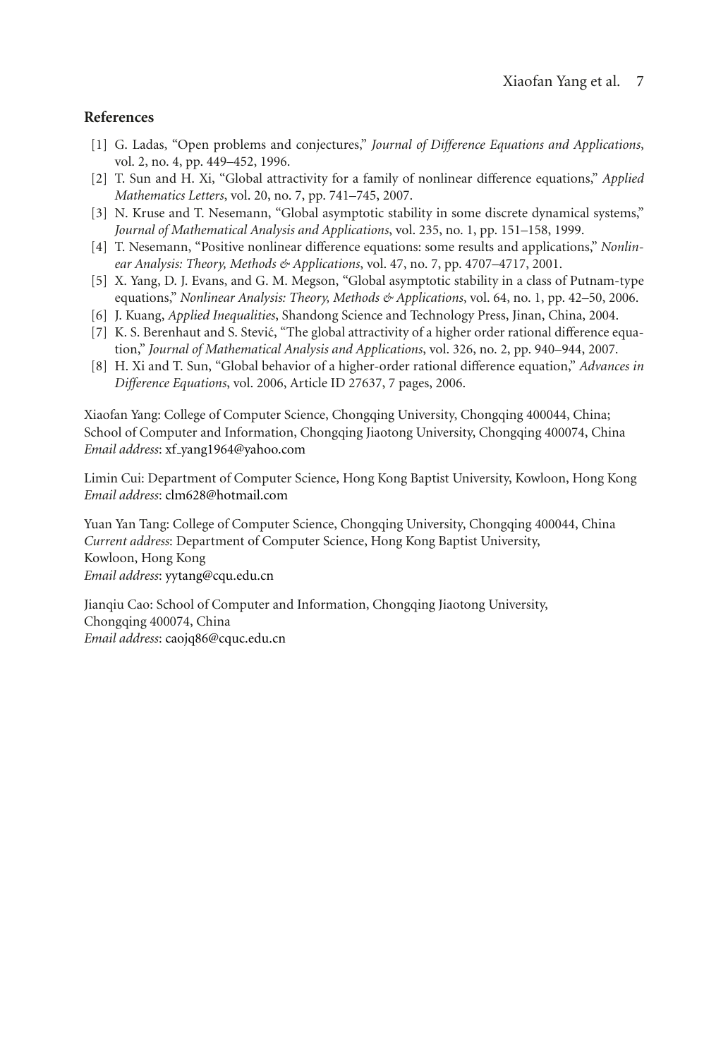## References

[1] G. Ladas, "Open problems and conjectures," *Journal of Difference Equations and Applications*, vol. 2, no. 4, pp. 449–452, 1996.

[2] T. Sun and H. Xi, "Global attractivity for a family of nonlinear difference equations," *Applied Mathematics Letters*, vol. 20, no. 7, pp. 741–745, 2007.

[3] N. Kruse and T. Nesemann, "Global asymptotic stability in some discrete dynamical systems," *Journal of Mathematical Analysis and Applications*, vol. 235, no. 1, pp. 151–158, 1999.

[4] T. Nesemann, "Positive nonlinear difference equations: some results and applications," *Nonlinear Analysis: Theory, Methods & Applications*, vol. 47, no. 7, pp. 4707–4717, 2001.

[5] X. Yang, D. J. Evans, and G. M. Megson, "Global asymptotic stability in a class of Putnam-type equations," *Nonlinear Analysis: Theory, Methods & Applications*, vol. 64, no. 1, pp. 42–50, 2006.

[6] J. Kuang, *Applied Inequalities*, Shandong Science and Technology Press, Jinan, China, 2004.

[7] K. S. Berenhaut and S. Stević, "The global attractivity of a higher order rational difference equation," *Journal of Mathematical Analysis and Applications*, vol. 326, no. 2, pp. 940–944, 2007.

[8] H. Xi and T. Sun, "Global behavior of a higher-order rational difference equation," *Advances in Difference Equations*, vol. 2006, Article ID 27637, 7 pages, 2006.

Xiaofan Yang: College of Computer Science, Chongqing University, Chongqing 400044, China;
School of Computer and Information, Chongqing Jiaotong University, Chongqing 400074, China
*Email address*: xf_yang1964@yahoo.com

Limin Cui: Department of Computer Science, Hong Kong Baptist University, Kowloon, Hong Kong
*Email address*: clm628@hotmail.com

Yuan Yan Tang: College of Computer Science, Chongqing University, Chongqing 400044, China
*Current address*: Department of Computer Science, Hong Kong Baptist University,
Kowloon, Hong Kong
*Email address*: yytang@cqu.edu.cn

Jianqiu Cao: School of Computer and Information, Chongqing Jiaotong University,
Chongqing 400074, China
*Email address*: caojq86@cquc.edu.cn